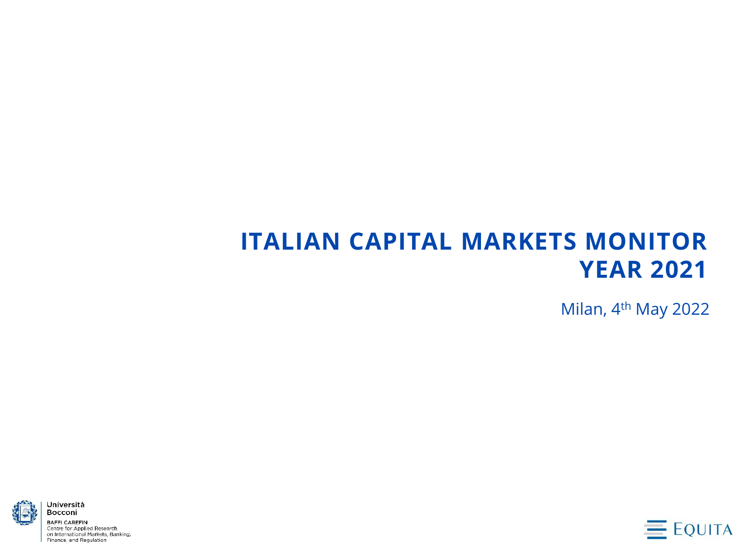# ITALIAN CAPITAL MARKETS MONITOR
# YEAR 2021

Milan, 4th May 2022

Università Bocconi
BAFFI CAREFIN
Centre for Applied Research on International Markets, Banking, Finance, and Regulation

EQUITA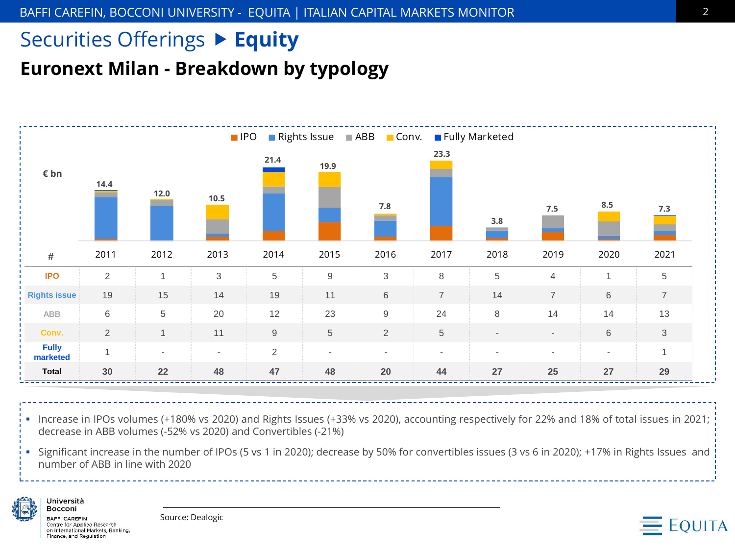# Securities Offerings ▶ Equity

## Euronext Milan - Breakdown by typology

■ IPO ■ Rights Issue ■ ABB ■ Conv. ■ Fully Marketed

€ bn

| | 2011 | 2012 | 2013 | 2014 | 2015 | 2016 | 2017 | 2018 | 2019 | 2020 | 2021 |
|---|---|---|---|---|---|---|---|---|---|---|---|
| € bn | 14.4 | 12.0 | 10.5 | 21.4 | 19.9 | 7.8 | 23.3 | 3.8 | 7.5 | 8.5 | 7.3 |

| # | 2011 | 2012 | 2013 | 2014 | 2015 | 2016 | 2017 | 2018 | 2019 | 2020 | 2021 |
|---|---|---|---|---|---|---|---|---|---|---|---|
| IPO | 2 | 1 | 3 | 5 | 9 | 3 | 8 | 5 | 4 | 1 | 5 |
| Rights issue | 19 | 15 | 14 | 19 | 11 | 6 | 7 | 14 | 7 | 6 | 7 |
| ABB | 6 | 5 | 20 | 12 | 23 | 9 | 24 | 8 | 14 | 14 | 13 |
| Conv. | 2 | 1 | 11 | 9 | 5 | 2 | 5 | - | - | 6 | 3 |
| Fully marketed | 1 | - | - | 2 | - | - | - | - | - | - | 1 |
| **Total** | **30** | **22** | **48** | **47** | **48** | **20** | **44** | **27** | **25** | **27** | **29** |

- Increase in IPOs volumes (+180% vs 2020) and Rights Issues (+33% vs 2020), accounting respectively for 22% and 18% of total issues in 2021; decrease in ABB volumes (-52% vs 2020) and Convertibles (-21%)
- Significant increase in the number of IPOs (5 vs 1 in 2020); decrease by 50% for convertibles issues (3 vs 6 in 2020); +17% in Rights Issues and number of ABB in line with 2020

Source: Dealogic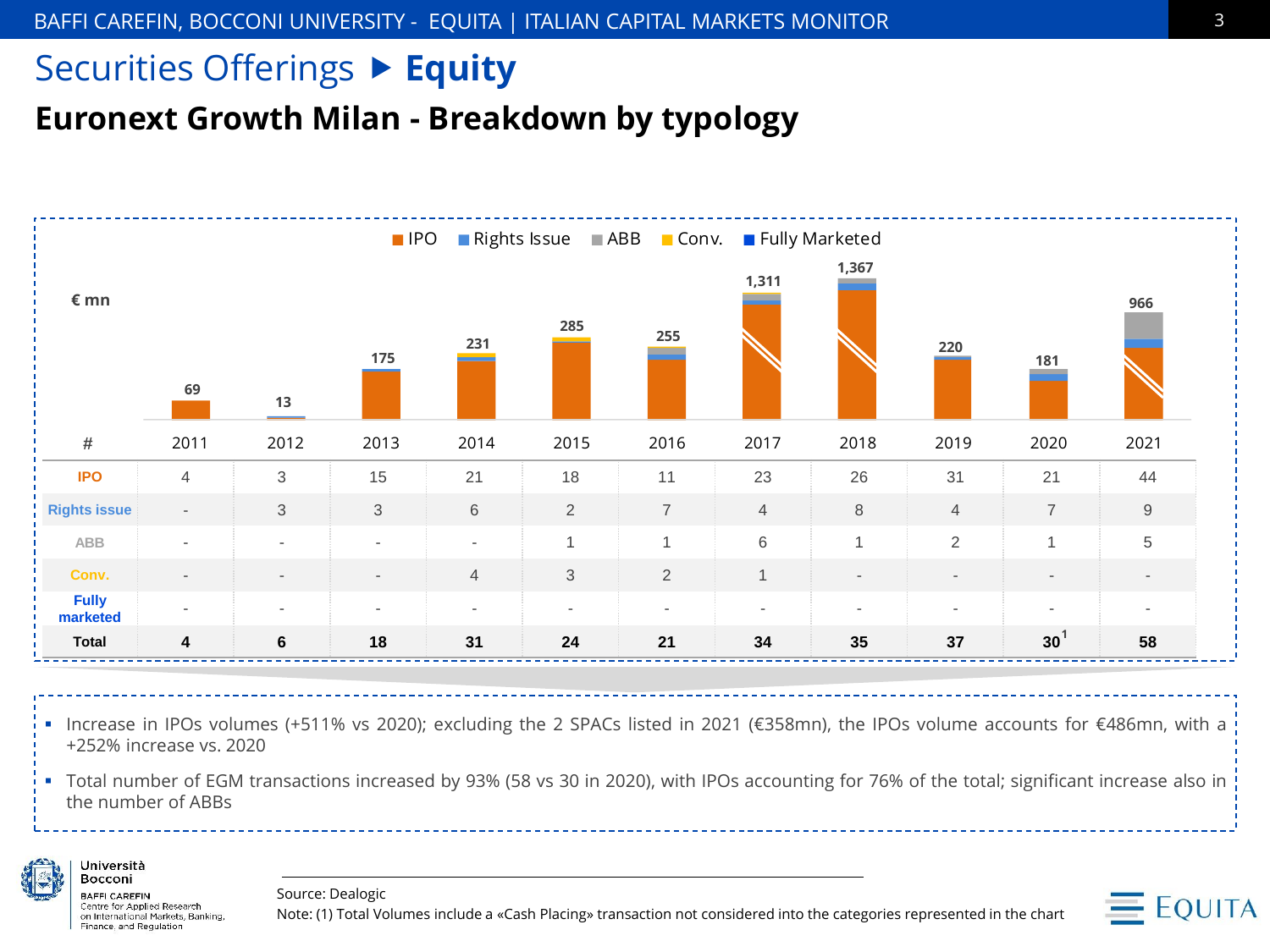# Securities Offerings ▶ **Equity**

## Euronext Growth Milan - Breakdown by typology

IPO | Rights Issue | ABB | Conv. | Fully Marketed

€ mn

| | 2011 | 2012 | 2013 | 2014 | 2015 | 2016 | 2017 | 2018 | 2019 | 2020 | 2021 |
|---|---|---|---|---|---|---|---|---|---|---|---|
| € mn | 69 | 13 | 175 | 231 | 285 | 255 | 1,311 | 1,367 | 220 | 181 | 966 |

| # | 2011 | 2012 | 2013 | 2014 | 2015 | 2016 | 2017 | 2018 | 2019 | 2020 | 2021 |
|---|---|---|---|---|---|---|---|---|---|---|---|
| IPO | 4 | 3 | 15 | 21 | 18 | 11 | 23 | 26 | 31 | 21 | 44 |
| Rights issue | - | 3 | 3 | 6 | 2 | 7 | 4 | 8 | 4 | 7 | 9 |
| ABB | - | - | - | - | 1 | 1 | 6 | 1 | 2 | 1 | 5 |
| Conv. | - | - | - | 4 | 3 | 2 | 1 | - | - | - | - |
| Fully marketed | - | - | - | - | - | - | - | - | - | - | - |
| **Total** | **4** | **6** | **18** | **31** | **24** | **21** | **34** | **35** | **37** | **30**[1] | **58** |

- Increase in IPOs volumes (+511% vs 2020); excluding the 2 SPACs listed in 2021 (€358mn), the IPOs volume accounts for €486mn, with a +252% increase vs. 2020
- Total number of EGM transactions increased by 93% (58 vs 30 in 2020), with IPOs accounting for 76% of the total; significant increase also in the number of ABBs

Source: Dealogic

Note: (1) Total Volumes include a «Cash Placing» transaction not considered into the categories represented in the chart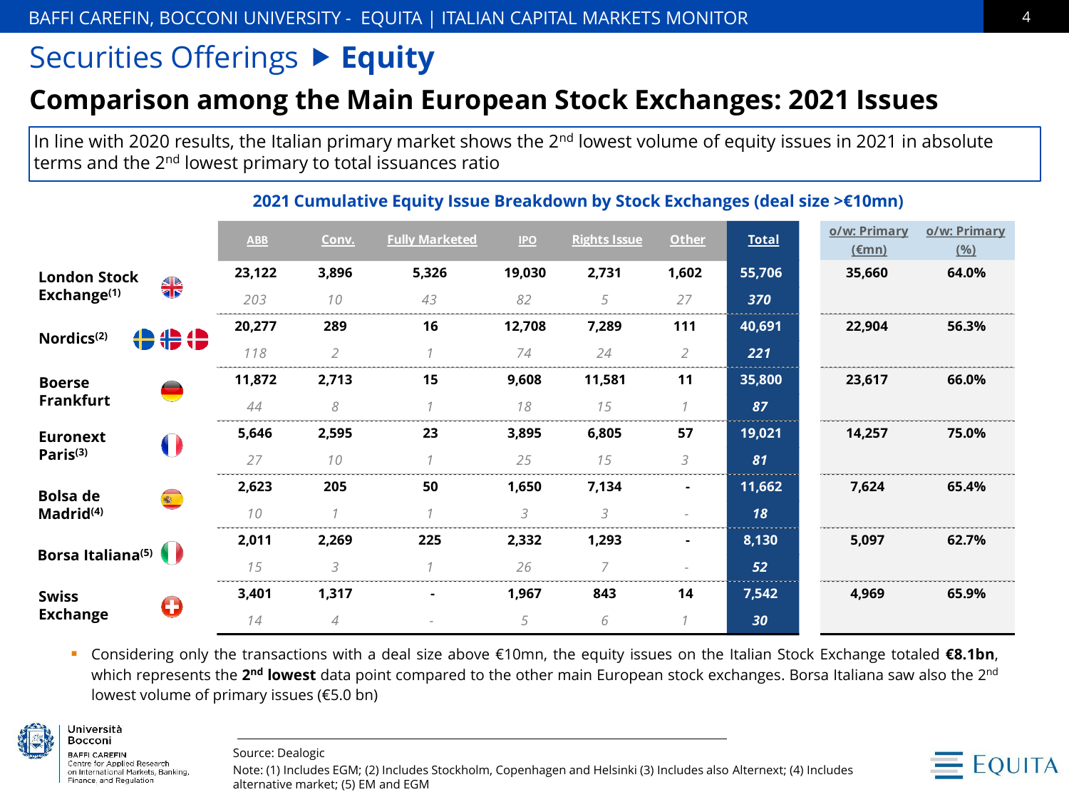# Securities Offerings ▶ **Equity**

## Comparison among the Main European Stock Exchanges: 2021 Issues

In line with 2020 results, the Italian primary market shows the 2nd lowest volume of equity issues in 2021 in absolute terms and the 2nd lowest primary to total issuances ratio

**2021 Cumulative Equity Issue Breakdown by Stock Exchanges (deal size >€10mn)**

| | ABB | Conv. | Fully Marketed | IPO | Rights Issue | Other | Total | o/w: Primary (€mn) | o/w: Primary (%) |
|---|---|---|---|---|---|---|---|---|---|
| **London Stock Exchange[1]** | **23,122** | **3,896** | **5,326** | **19,030** | **2,731** | **1,602** | **55,706** | **35,660** | **64.0%** |
| | *203* | *10* | *43* | *82* | *5* | *27* | ***370*** | | |
| **Nordics[2]** | **20,277** | **289** | **16** | **12,708** | **7,289** | **111** | **40,691** | **22,904** | **56.3%** |
| | *118* | *2* | *1* | *74* | *24* | *2* | ***221*** | | |
| **Boerse Frankfurt** | **11,872** | **2,713** | **15** | **9,608** | **11,581** | **11** | **35,800** | **23,617** | **66.0%** |
| | *44* | *8* | *1* | *18* | *15* | *1* | ***87*** | | |
| **Euronext Paris[3]** | **5,646** | **2,595** | **23** | **3,895** | **6,805** | **57** | **19,021** | **14,257** | **75.0%** |
| | *27* | *10* | *1* | *25* | *15* | *3* | ***81*** | | |
| **Bolsa de Madrid[4]** | **2,623** | **205** | **50** | **1,650** | **7,134** | **-** | **11,662** | **7,624** | **65.4%** |
| | *10* | *1* | *1* | *3* | *3* | *-* | ***18*** | | |
| **Borsa Italiana[5]** | **2,011** | **2,269** | **225** | **2,332** | **1,293** | **-** | **8,130** | **5,097** | **62.7%** |
| | *15* | *3* | *1* | *26* | *7* | *-* | ***52*** | | |
| **Swiss Exchange** | **3,401** | **1,317** | **-** | **1,967** | **843** | **14** | **7,542** | **4,969** | **65.9%** |
| | *14* | *4* | *-* | *5* | *6* | *1* | ***30*** | | |

- Considering only the transactions with a deal size above €10mn, the equity issues on the Italian Stock Exchange totaled **€8.1bn**, which represents the **2nd lowest** data point compared to the other main European stock exchanges. Borsa Italiana saw also the 2nd lowest volume of primary issues (€5.0 bn)

Source: Dealogic

Note: (1) Includes EGM; (2) Includes Stockholm, Copenhagen and Helsinki (3) Includes also Alternext; (4) Includes alternative market; (5) EM and EGM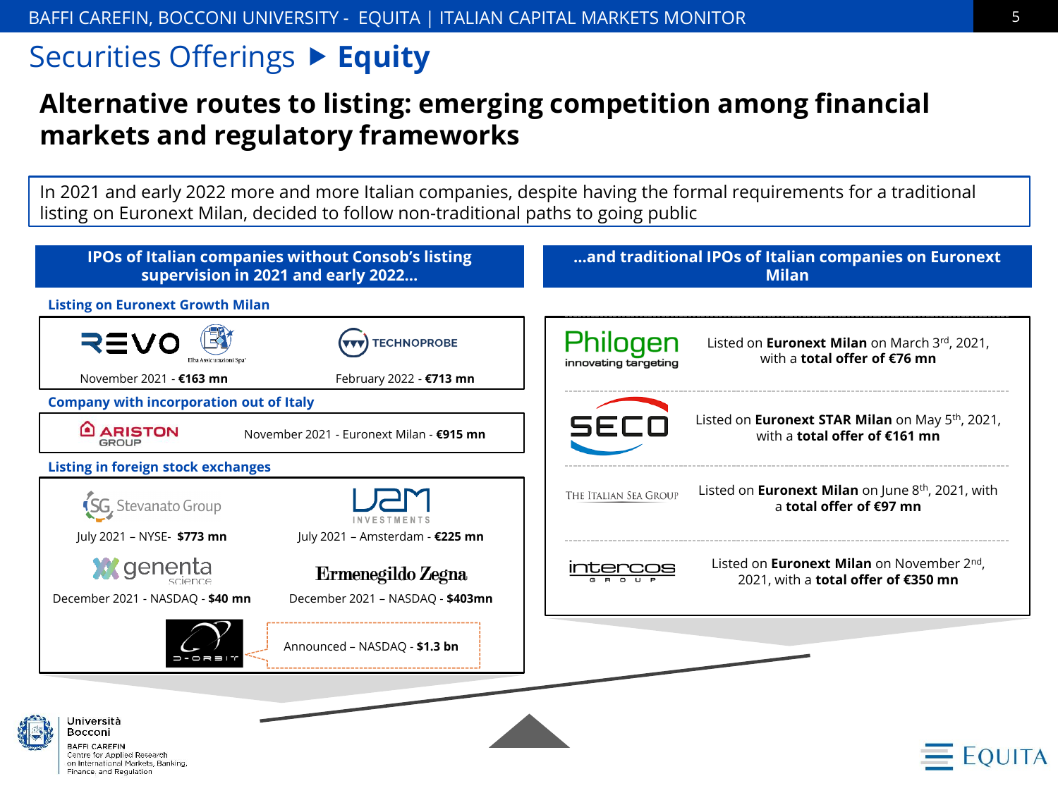# Securities Offerings ▶ Equity

## Alternative routes to listing: emerging competition among financial markets and regulatory frameworks

In 2021 and early 2022 more and more Italian companies, despite having the formal requirements for a traditional listing on Euronext Milan, decided to follow non-traditional paths to going public

### IPOs of Italian companies without Consob's listing supervision in 2021 and early 2022...

**Listing on Euronext Growth Milan**

- REVO (Elba Assicurazioni Spa) – November 2021 - **€163 mn**
- TECHNOPROBE – February 2022 - **€713 mn**

**Company with incorporation out of Italy**

- ARISTON GROUP – November 2021 - Euronext Milan - **€915 mn**

**Listing in foreign stock exchanges**

- Stevanato Group – July 2021 – NYSE- **$773 mn**
- U2M Investments – July 2021 – Amsterdam - **€225 mn**
- genenta science – December 2021 - NASDAQ - **$40 mn**
- Ermenegildo Zegna – December 2021 – NASDAQ - **$403mn**
- D-ORBIT – Announced – NASDAQ - **$1.3 bn**

### ...and traditional IPOs of Italian companies on Euronext Milan

- Philogen (innovating targeting) – Listed on **Euronext Milan** on March 3rd, 2021, with a **total offer of €76 mn**
- SECO – Listed on **Euronext STAR Milan** on May 5th, 2021, with a **total offer of €161 mn**
- The Italian Sea Group – Listed on **Euronext Milan** on June 8th, 2021, with a **total offer of €97 mn**
- Intercos Group – Listed on **Euronext Milan** on November 2nd, 2021, with a **total offer of €350 mn**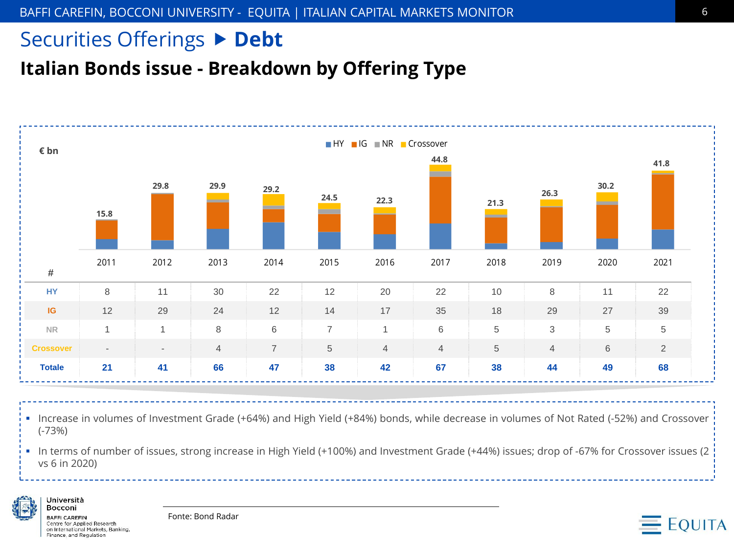# Securities Offerings ▶ Debt

## Italian Bonds issue - Breakdown by Offering Type

€ bn

HY | IG | NR | Crossover

| | 2011 | 2012 | 2013 | 2014 | 2015 | 2016 | 2017 | 2018 | 2019 | 2020 | 2021 |
|---|---|---|---|---|---|---|---|---|---|---|---|
| Total (€ bn) | 15.8 | 29.8 | 29.9 | 29.2 | 24.5 | 22.3 | 44.8 | 21.3 | 26.3 | 30.2 | 41.8 |

| # | 2011 | 2012 | 2013 | 2014 | 2015 | 2016 | 2017 | 2018 | 2019 | 2020 | 2021 |
|---|---|---|---|---|---|---|---|---|---|---|---|
| **HY** | 8 | 11 | 30 | 22 | 12 | 20 | 22 | 10 | 8 | 11 | 22 |
| **IG** | 12 | 29 | 24 | 12 | 14 | 17 | 35 | 18 | 29 | 27 | 39 |
| **NR** | 1 | 1 | 8 | 6 | 7 | 1 | 6 | 5 | 3 | 5 | 5 |
| **Crossover** | - | - | 4 | 7 | 5 | 4 | 4 | 5 | 4 | 6 | 2 |
| **Totale** | **21** | **41** | **66** | **47** | **38** | **42** | **67** | **38** | **44** | **49** | **68** |

- Increase in volumes of Investment Grade (+64%) and High Yield (+84%) bonds, while decrease in volumes of Not Rated (-52%) and Crossover (-73%)
- In terms of number of issues, strong increase in High Yield (+100%) and Investment Grade (+44%) issues; drop of -67% for Crossover issues (2 vs 6 in 2020)

Fonte: Bond Radar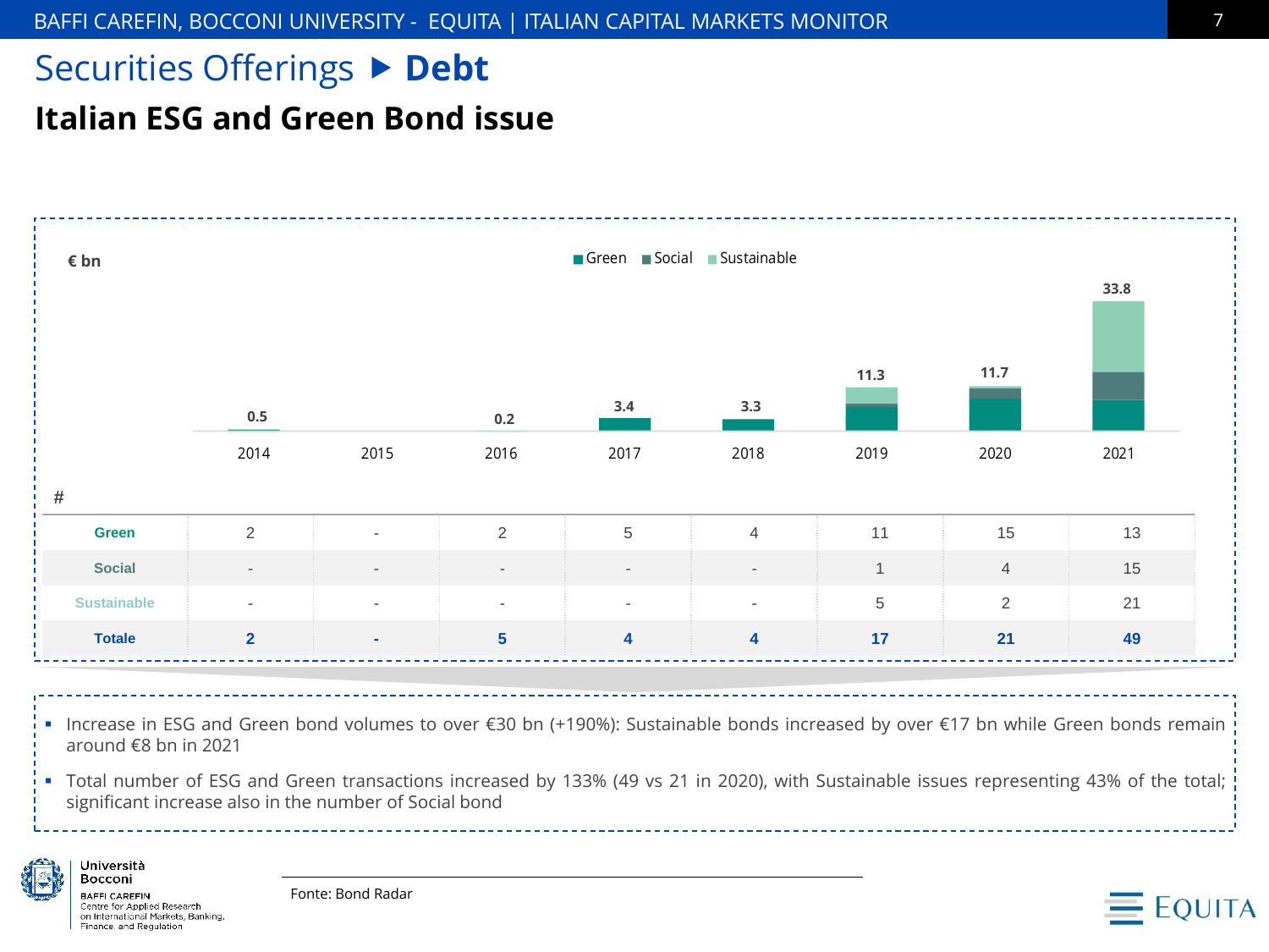# Securities Offerings ▶ Debt

## Italian ESG and Green Bond issue

€ bn

Green | Social | Sustainable

| | 2014 | 2015 | 2016 | 2017 | 2018 | 2019 | 2020 | 2021 |
|---|---|---|---|---|---|---|---|---|
| Total (€ bn) | 0.5 | | 0.2 | 3.4 | 3.3 | 11.3 | 11.7 | 33.8 |

| # | 2014 | 2015 | 2016 | 2017 | 2018 | 2019 | 2020 | 2021 |
|---|---|---|---|---|---|---|---|---|
| **Green** | 2 | - | 2 | 5 | 4 | 11 | 15 | 13 |
| **Social** | - | - | - | - | - | 1 | 4 | 15 |
| **Sustainable** | - | - | - | - | - | 5 | 2 | 21 |
| **Totale** | **2** | **-** | **5** | **4** | **4** | **17** | **21** | **49** |

- Increase in ESG and Green bond volumes to over €30 bn (+190%): Sustainable bonds increased by over €17 bn while Green bonds remain around €8 bn in 2021
- Total number of ESG and Green transactions increased by 133% (49 vs 21 in 2020), with Sustainable issues representing 43% of the total; significant increase also in the number of Social bond

Fonte: Bond Radar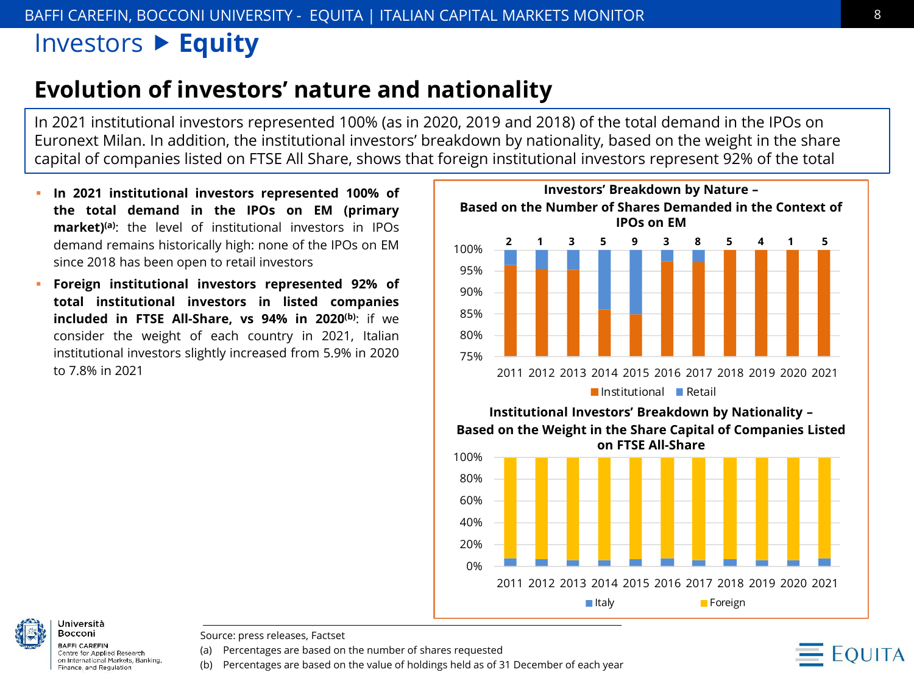# Investors ▶ Equity

## Evolution of investors' nature and nationality

In 2021 institutional investors represented 100% (as in 2020, 2019 and 2018) of the total demand in the IPOs on Euronext Milan. In addition, the institutional investors' breakdown by nationality, based on the weight in the share capital of companies listed on FTSE All Share, shows that foreign institutional investors represent 92% of the total

- **In 2021 institutional investors represented 100% of the total demand in the IPOs on EM (primary market)[(a)]**: the level of institutional investors in IPOs demand remains historically high: none of the IPOs on EM since 2018 has been open to retail investors
- **Foreign institutional investors represented 92% of total institutional investors in listed companies included in FTSE All-Share, vs 94% in 2020[(b)]**: if we consider the weight of each country in 2021, Italian institutional investors slightly increased from 5.9% in 2020 to 7.8% in 2021

**Investors' Breakdown by Nature – Based on the Number of Shares Demanded in the Context of IPOs on EM**

| | 2011 | 2012 | 2013 | 2014 | 2015 | 2016 | 2017 | 2018 | 2019 | 2020 | 2021 |
|---|---|---|---|---|---|---|---|---|---|---|---|
| Number of IPOs | 2 | 1 | 3 | 5 | 9 | 3 | 8 | 5 | 4 | 1 | 5 |

Legend: Institutional, Retail (y-axis 75%–100%)

**Institutional Investors' Breakdown by Nationality – Based on the Weight in the Share Capital of Companies Listed on FTSE All-Share**

Years 2011–2021; Legend: Italy, Foreign (y-axis 0%–100%)

Source: press releases, Factset

(a) Percentages are based on the number of shares requested

(b) Percentages are based on the value of holdings held as of 31 December of each year